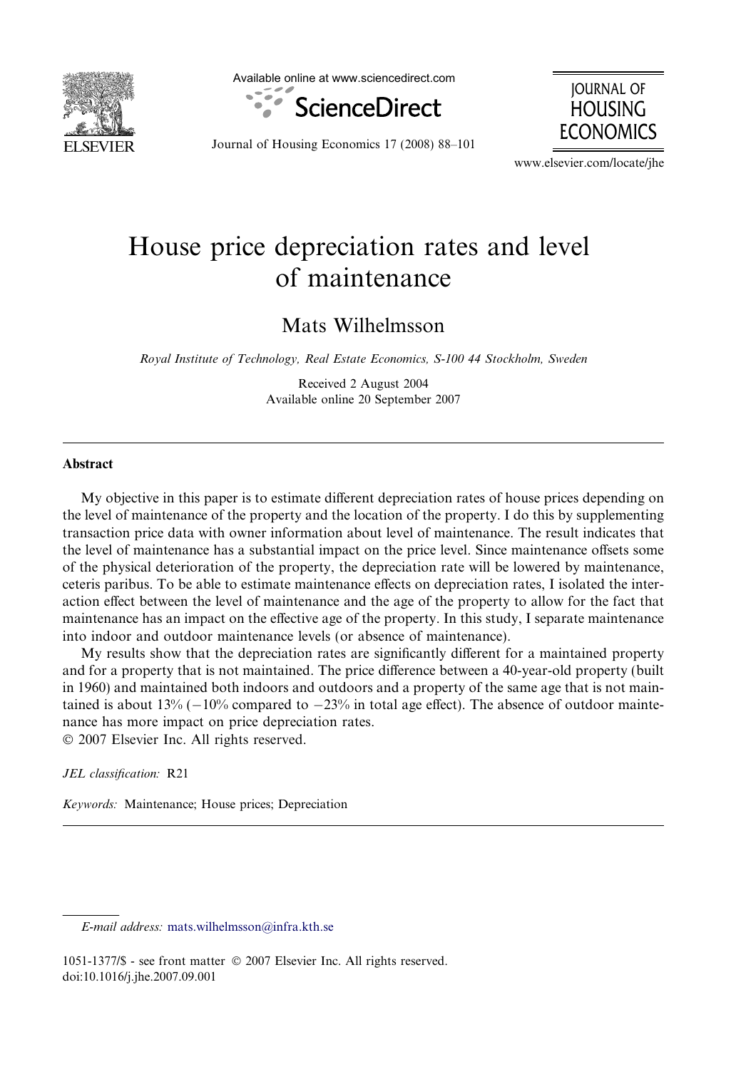# House price depreciation rates and level of maintenance

Mats Wilhelmsson

*Royal Institute of Technology, Real Estate Economics, S-100 44 Stockholm, Sweden*

Received 2 August 2004
Available online 20 September 2007

## Abstract

My objective in this paper is to estimate different depreciation rates of house prices depending on the level of maintenance of the property and the location of the property. I do this by supplementing transaction price data with owner information about level of maintenance. The result indicates that the level of maintenance has a substantial impact on the price level. Since maintenance offsets some of the physical deterioration of the property, the depreciation rate will be lowered by maintenance, ceteris paribus. To be able to estimate maintenance effects on depreciation rates, I isolated the interaction effect between the level of maintenance and the age of the property to allow for the fact that maintenance has an impact on the effective age of the property. In this study, I separate maintenance into indoor and outdoor maintenance levels (or absence of maintenance).

My results show that the depreciation rates are significantly different for a maintained property and for a property that is not maintained. The price difference between a 40-year-old property (built in 1960) and maintained both indoors and outdoors and a property of the same age that is not maintained is about 13% (−10% compared to −23% in total age effect). The absence of outdoor maintenance has more impact on price depreciation rates.

© 2007 Elsevier Inc. All rights reserved.

*JEL classification:* R21

*Keywords:* Maintenance; House prices; Depreciation

---

*E-mail address:* mats.wilhelmsson@infra.kth.se

1051-1377/$ - see front matter © 2007 Elsevier Inc. All rights reserved.
doi:10.1016/j.jhe.2007.09.001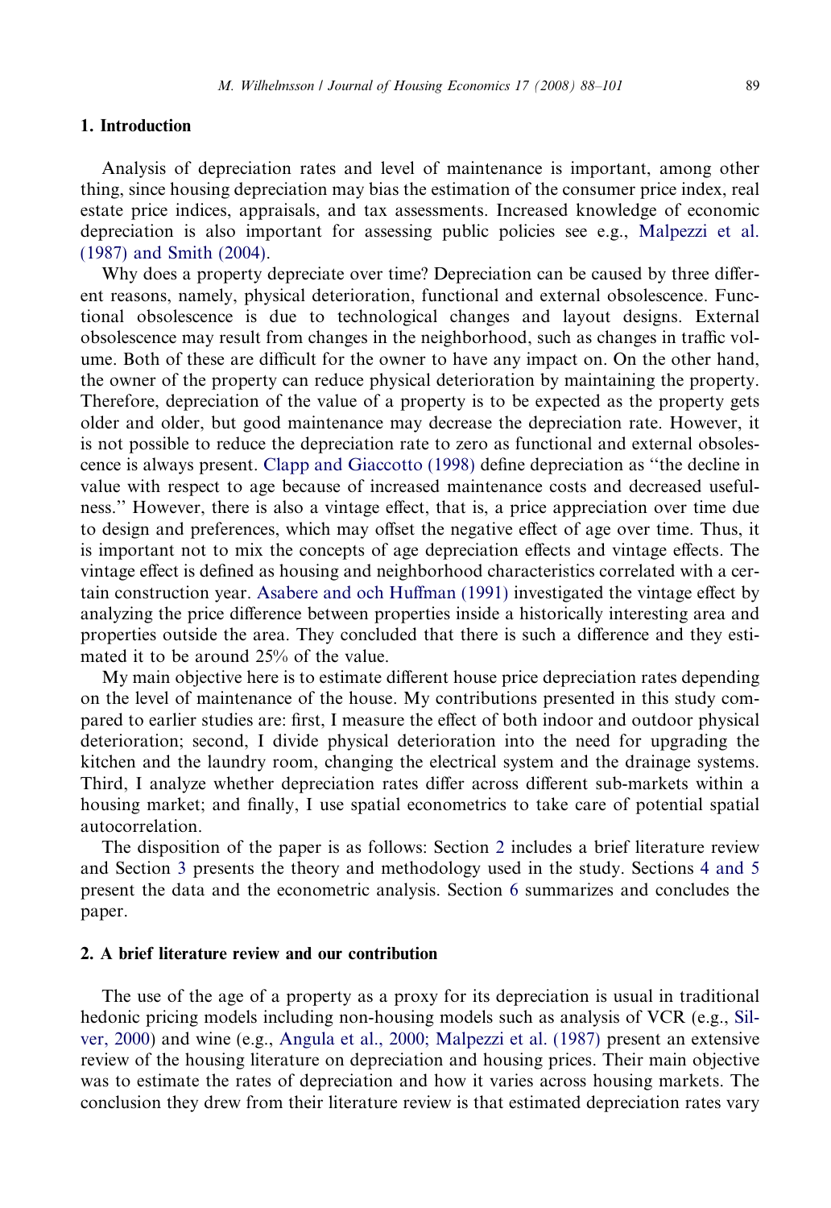## 1. Introduction

Analysis of depreciation rates and level of maintenance is important, among other thing, since housing depreciation may bias the estimation of the consumer price index, real estate price indices, appraisals, and tax assessments. Increased knowledge of economic depreciation is also important for assessing public policies see e.g., Malpezzi et al. (1987) and Smith (2004).

Why does a property depreciate over time? Depreciation can be caused by three different reasons, namely, physical deterioration, functional and external obsolescence. Functional obsolescence is due to technological changes and layout designs. External obsolescence may result from changes in the neighborhood, such as changes in traffic volume. Both of these are difficult for the owner to have any impact on. On the other hand, the owner of the property can reduce physical deterioration by maintaining the property. Therefore, depreciation of the value of a property is to be expected as the property gets older and older, but good maintenance may decrease the depreciation rate. However, it is not possible to reduce the depreciation rate to zero as functional and external obsolescence is always present. Clapp and Giaccotto (1998) define depreciation as ''the decline in value with respect to age because of increased maintenance costs and decreased usefulness.'' However, there is also a vintage effect, that is, a price appreciation over time due to design and preferences, which may offset the negative effect of age over time. Thus, it is important not to mix the concepts of age depreciation effects and vintage effects. The vintage effect is defined as housing and neighborhood characteristics correlated with a certain construction year. Asabere and och Huffman (1991) investigated the vintage effect by analyzing the price difference between properties inside a historically interesting area and properties outside the area. They concluded that there is such a difference and they estimated it to be around 25% of the value.

My main objective here is to estimate different house price depreciation rates depending on the level of maintenance of the house. My contributions presented in this study compared to earlier studies are: first, I measure the effect of both indoor and outdoor physical deterioration; second, I divide physical deterioration into the need for upgrading the kitchen and the laundry room, changing the electrical system and the drainage systems. Third, I analyze whether depreciation rates differ across different sub-markets within a housing market; and finally, I use spatial econometrics to take care of potential spatial autocorrelation.

The disposition of the paper is as follows: Section 2 includes a brief literature review and Section 3 presents the theory and methodology used in the study. Sections 4 and 5 present the data and the econometric analysis. Section 6 summarizes and concludes the paper.

## 2. A brief literature review and our contribution

The use of the age of a property as a proxy for its depreciation is usual in traditional hedonic pricing models including non-housing models such as analysis of VCR (e.g., Silver, 2000) and wine (e.g., Angula et al., 2000; Malpezzi et al. (1987) present an extensive review of the housing literature on depreciation and housing prices. Their main objective was to estimate the rates of depreciation and how it varies across housing markets. The conclusion they drew from their literature review is that estimated depreciation rates vary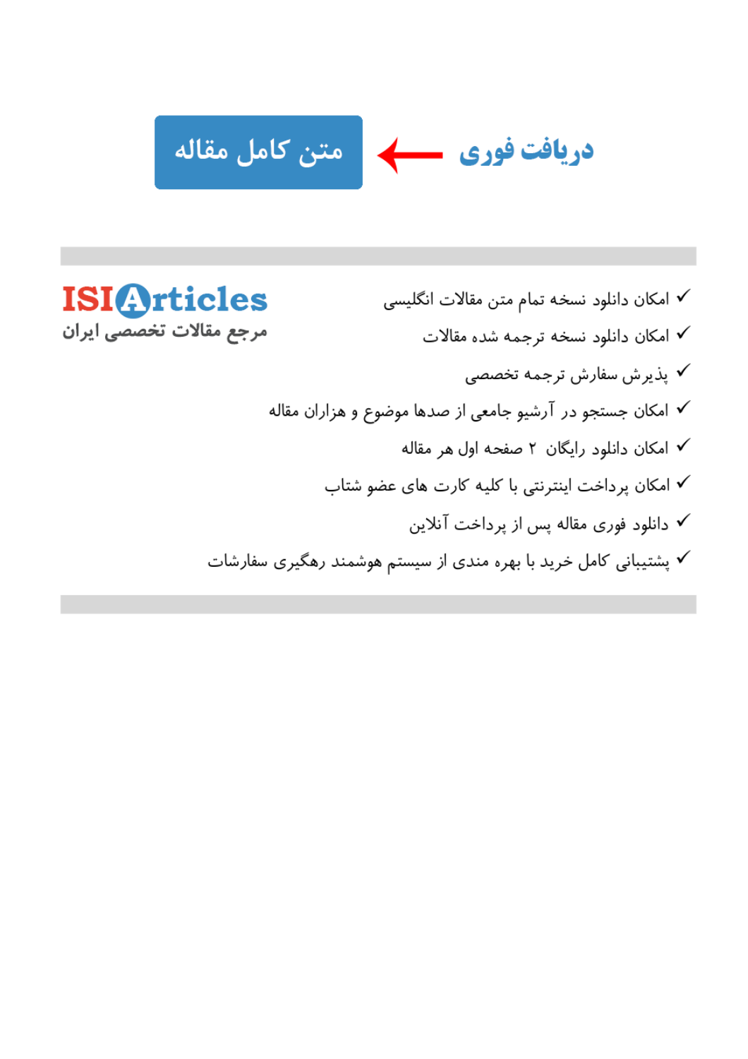دریافت فوری ← متن کامل مقاله

**ISIArticles**
مرجع مقالات تخصصی ایران

- ✓ امکان دانلود نسخه تمام متن مقالات انگلیسی
- ✓ امکان دانلود نسخه ترجمه شده مقالات
- ✓ پذیرش سفارش ترجمه تخصصی
- ✓ امکان جستجو در آرشیو جامعی از صدها موضوع و هزاران مقاله
- ✓ امکان دانلود رایگان ۲ صفحه اول هر مقاله
- ✓ امکان پرداخت اینترنتی با کلیه کارت های عضو شتاب
- ✓ دانلود فوری مقاله پس از پرداخت آنلاین
- ✓ پشتیبانی کامل خرید با بهره مندی از سیستم هوشمند رهگیری سفارشات